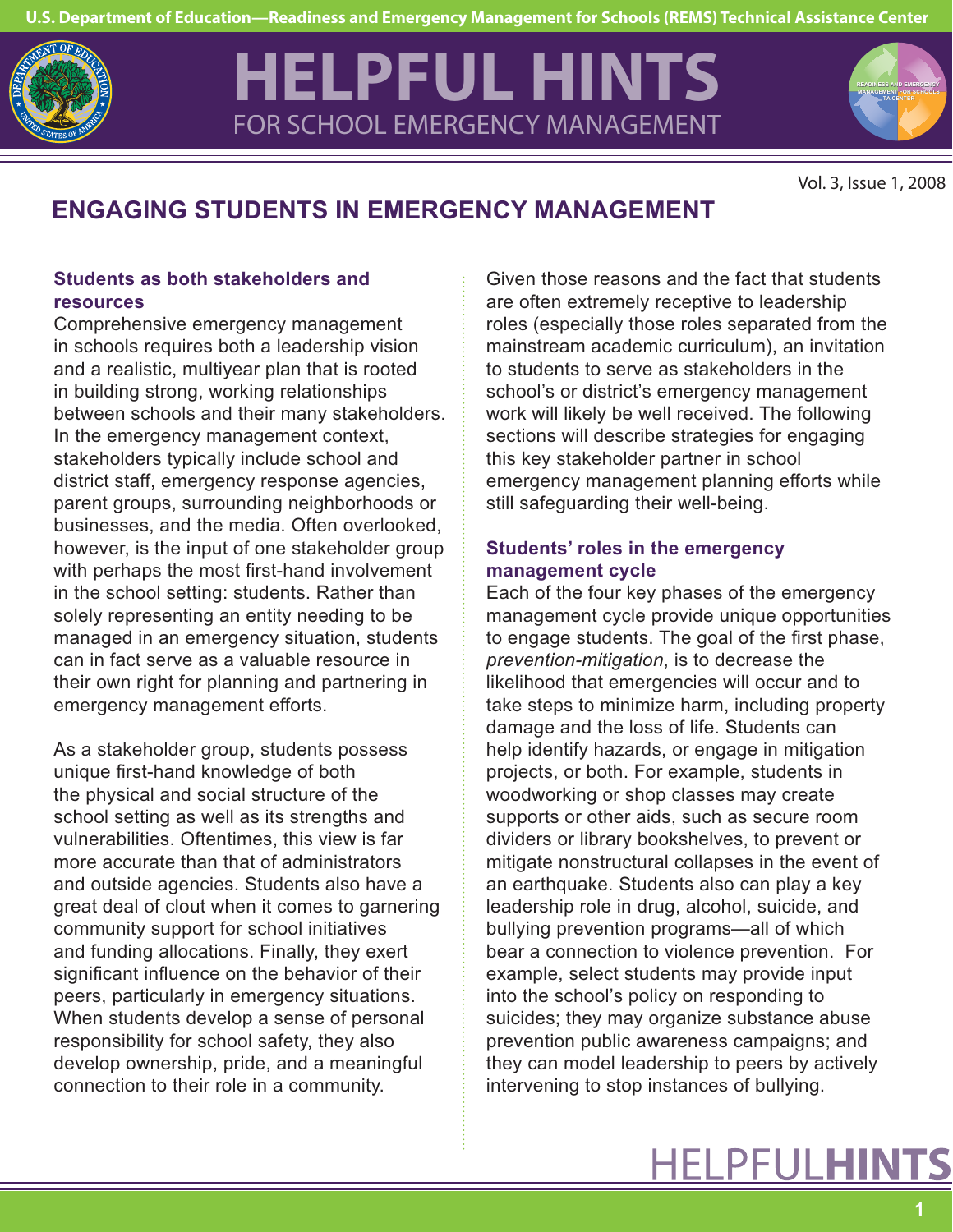# ENGAGING STUDENTS IN EMERGENCY MANAGEMENT

### Students as both stakeholders and resources

Comprehensive emergency management in schools requires both a leadership vision and a realistic, multiyear plan that is rooted in building strong, working relationships between schools and their many stakeholders. In the emergency management context, stakeholders typically include school and district staff, emergency response agencies, parent groups, surrounding neighborhoods or businesses, and the media. Often overlooked, however, is the input of one stakeholder group with perhaps the most first-hand involvement in the school setting: students. Rather than solely representing an entity needing to be managed in an emergency situation, students can in fact serve as a valuable resource in their own right for planning and partnering in emergency management efforts.

As a stakeholder group, students possess unique first-hand knowledge of both the physical and social structure of the school setting as well as its strengths and vulnerabilities. Oftentimes, this view is far more accurate than that of administrators and outside agencies. Students also have a great deal of clout when it comes to garnering community support for school initiatives and funding allocations. Finally, they exert significant influence on the behavior of their peers, particularly in emergency situations. When students develop a sense of personal responsibility for school safety, they also develop ownership, pride, and a meaningful connection to their role in a community.

Given those reasons and the fact that students are often extremely receptive to leadership roles (especially those roles separated from the mainstream academic curriculum), an invitation to students to serve as stakeholders in the school's or district's emergency management work will likely be well received. The following sections will describe strategies for engaging this key stakeholder partner in school emergency management planning efforts while still safeguarding their well-being.

### Students' roles in the emergency management cycle

Each of the four key phases of the emergency management cycle provide unique opportunities to engage students. The goal of the first phase, *prevention-mitigation*, is to decrease the likelihood that emergencies will occur and to take steps to minimize harm, including property damage and the loss of life. Students can help identify hazards, or engage in mitigation projects, or both. For example, students in woodworking or shop classes may create supports or other aids, such as secure room dividers or library bookshelves, to prevent or mitigate nonstructural collapses in the event of an earthquake. Students also can play a key leadership role in drug, alcohol, suicide, and bullying prevention programs—all of which bear a connection to violence prevention. For example, select students may provide input into the school's policy on responding to suicides; they may organize substance abuse prevention public awareness campaigns; and they can model leadership to peers by actively intervening to stop instances of bullying.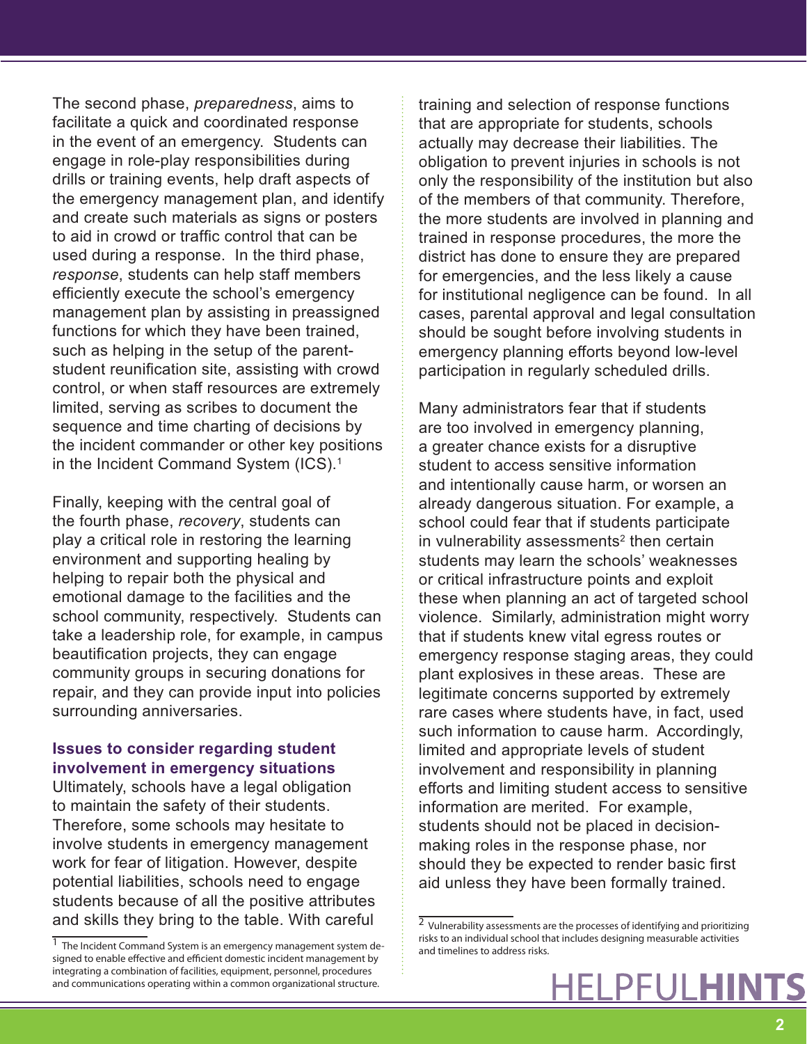The second phase, *preparedness*, aims to facilitate a quick and coordinated response in the event of an emergency. Students can engage in role-play responsibilities during drills or training events, help draft aspects of the emergency management plan, and identify and create such materials as signs or posters to aid in crowd or traffic control that can be used during a response. In the third phase, *response*, students can help staff members efficiently execute the school's emergency management plan by assisting in preassigned functions for which they have been trained, such as helping in the setup of the parent-student reunification site, assisting with crowd control, or when staff resources are extremely limited, serving as scribes to document the sequence and time charting of decisions by the incident commander or other key positions in the Incident Command System (ICS).[1]

Finally, keeping with the central goal of the fourth phase, *recovery*, students can play a critical role in restoring the learning environment and supporting healing by helping to repair both the physical and emotional damage to the facilities and the school community, respectively. Students can take a leadership role, for example, in campus beautification projects, they can engage community groups in securing donations for repair, and they can provide input into policies surrounding anniversaries.

### Issues to consider regarding student involvement in emergency situations

Ultimately, schools have a legal obligation to maintain the safety of their students. Therefore, some schools may hesitate to involve students in emergency management work for fear of litigation. However, despite potential liabilities, schools need to engage students because of all the positive attributes and skills they bring to the table. With careful training and selection of response functions that are appropriate for students, schools actually may decrease their liabilities. The obligation to prevent injuries in schools is not only the responsibility of the institution but also of the members of that community. Therefore, the more students are involved in planning and trained in response procedures, the more the district has done to ensure they are prepared for emergencies, and the less likely a cause for institutional negligence can be found. In all cases, parental approval and legal consultation should be sought before involving students in emergency planning efforts beyond low-level participation in regularly scheduled drills.

Many administrators fear that if students are too involved in emergency planning, a greater chance exists for a disruptive student to access sensitive information and intentionally cause harm, or worsen an already dangerous situation. For example, a school could fear that if students participate in vulnerability assessments[2] then certain students may learn the schools' weaknesses or critical infrastructure points and exploit these when planning an act of targeted school violence. Similarly, administration might worry that if students knew vital egress routes or emergency response staging areas, they could plant explosives in these areas. These are legitimate concerns supported by extremely rare cases where students have, in fact, used such information to cause harm. Accordingly, limited and appropriate levels of student involvement and responsibility in planning efforts and limiting student access to sensitive information are merited. For example, students should not be placed in decision-making roles in the response phase, nor should they be expected to render basic first aid unless they have been formally trained.

---

[1] The Incident Command System is an emergency management system designed to enable effective and efficient domestic incident management by integrating a combination of facilities, equipment, personnel, procedures and communications operating within a common organizational structure.

[2] Vulnerability assessments are the processes of identifying and prioritizing risks to an individual school that includes designing measurable activities and timelines to address risks.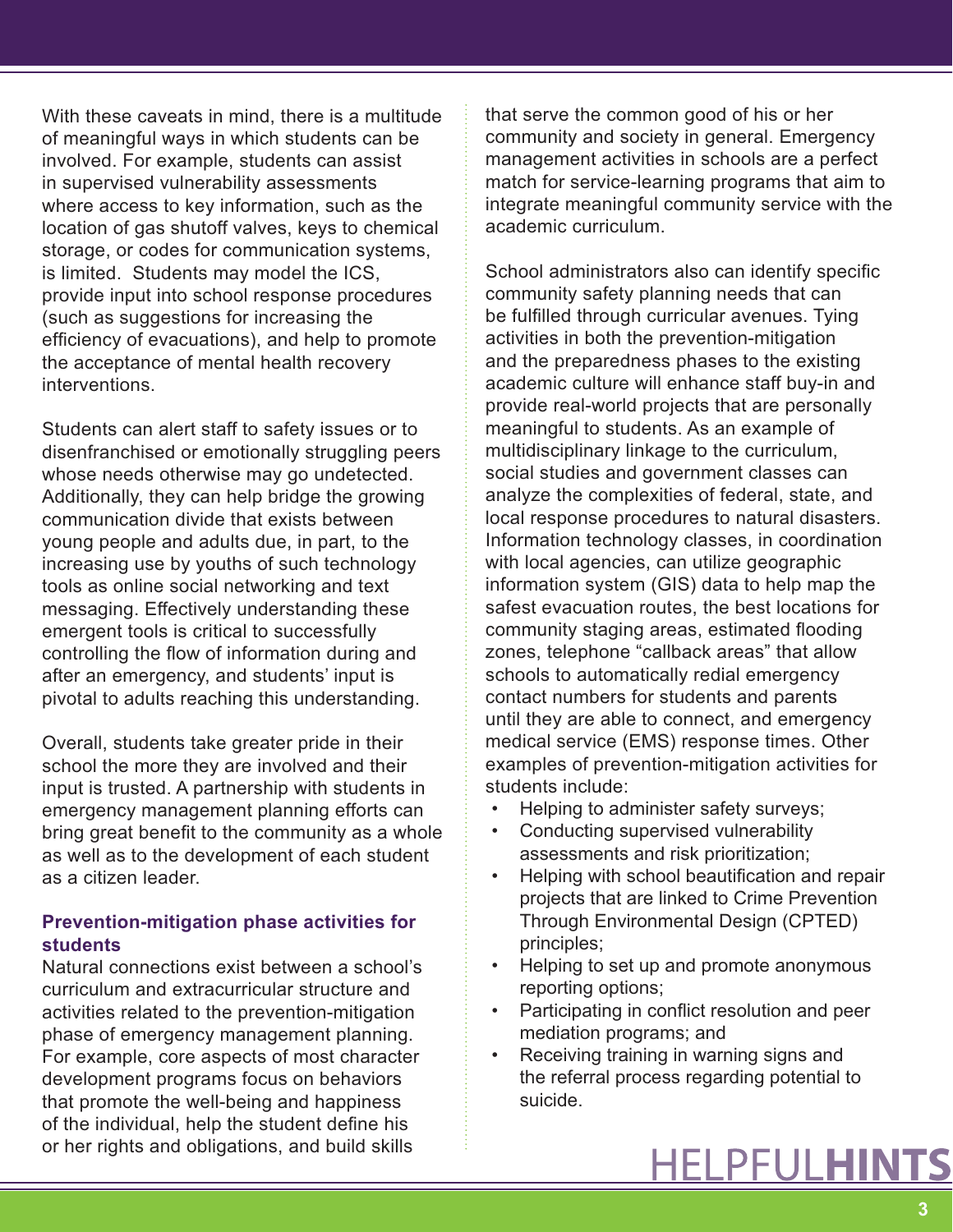With these caveats in mind, there is a multitude of meaningful ways in which students can be involved. For example, students can assist in supervised vulnerability assessments where access to key information, such as the location of gas shutoff valves, keys to chemical storage, or codes for communication systems, is limited. Students may model the ICS, provide input into school response procedures (such as suggestions for increasing the efficiency of evacuations), and help to promote the acceptance of mental health recovery interventions.

Students can alert staff to safety issues or to disenfranchised or emotionally struggling peers whose needs otherwise may go undetected. Additionally, they can help bridge the growing communication divide that exists between young people and adults due, in part, to the increasing use by youths of such technology tools as online social networking and text messaging. Effectively understanding these emergent tools is critical to successfully controlling the flow of information during and after an emergency, and students' input is pivotal to adults reaching this understanding.

Overall, students take greater pride in their school the more they are involved and their input is trusted. A partnership with students in emergency management planning efforts can bring great benefit to the community as a whole as well as to the development of each student as a citizen leader.

### Prevention-mitigation phase activities for students

Natural connections exist between a school's curriculum and extracurricular structure and activities related to the prevention-mitigation phase of emergency management planning. For example, core aspects of most character development programs focus on behaviors that promote the well-being and happiness of the individual, help the student define his or her rights and obligations, and build skills that serve the common good of his or her community and society in general. Emergency management activities in schools are a perfect match for service-learning programs that aim to integrate meaningful community service with the academic curriculum.

School administrators also can identify specific community safety planning needs that can be fulfilled through curricular avenues. Tying activities in both the prevention-mitigation and the preparedness phases to the existing academic culture will enhance staff buy-in and provide real-world projects that are personally meaningful to students. As an example of multidisciplinary linkage to the curriculum, social studies and government classes can analyze the complexities of federal, state, and local response procedures to natural disasters. Information technology classes, in coordination with local agencies, can utilize geographic information system (GIS) data to help map the safest evacuation routes, the best locations for community staging areas, estimated flooding zones, telephone "callback areas" that allow schools to automatically redial emergency contact numbers for students and parents until they are able to connect, and emergency medical service (EMS) response times. Other examples of prevention-mitigation activities for students include:

- Helping to administer safety surveys;
- Conducting supervised vulnerability assessments and risk prioritization;
- Helping with school beautification and repair projects that are linked to Crime Prevention Through Environmental Design (CPTED) principles;
- Helping to set up and promote anonymous reporting options;
- Participating in conflict resolution and peer mediation programs; and
- Receiving training in warning signs and the referral process regarding potential to suicide.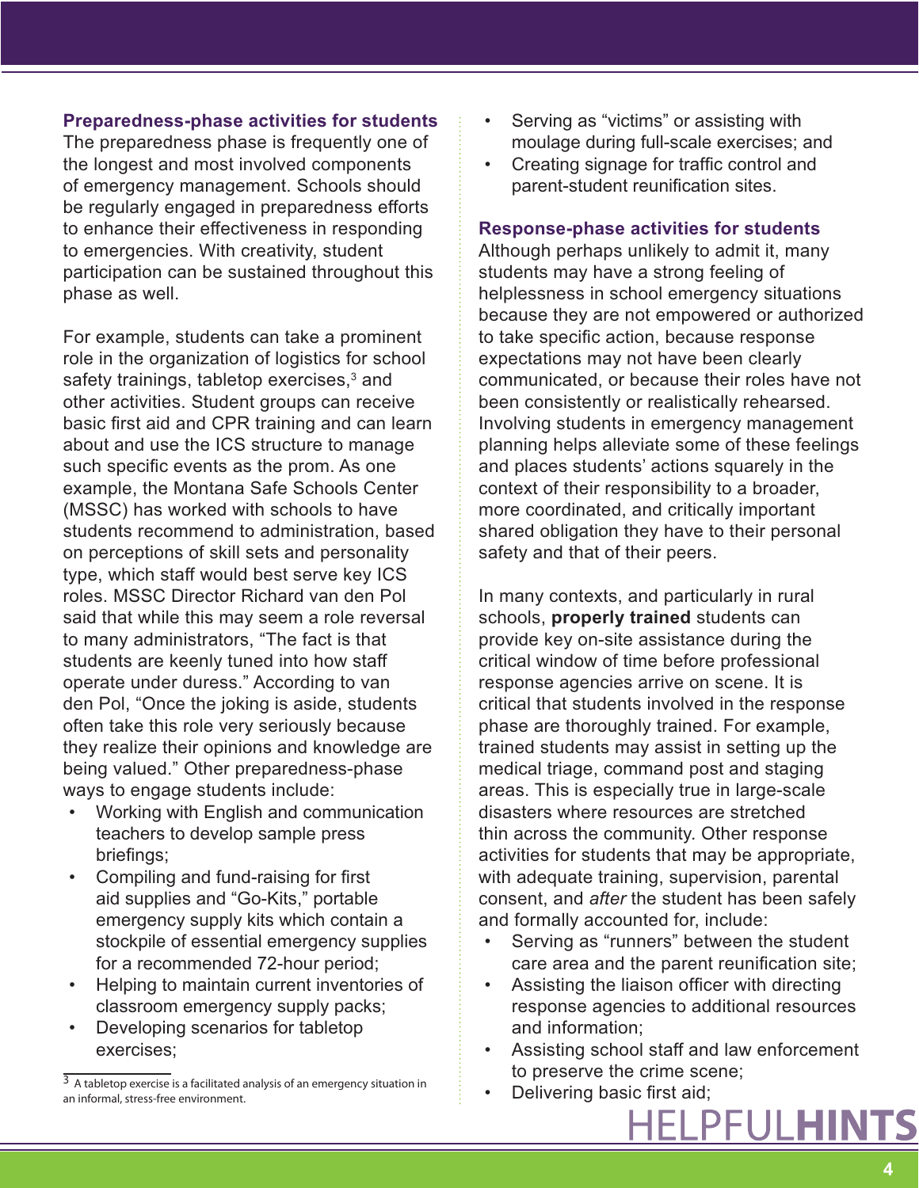### Preparedness-phase activities for students

The preparedness phase is frequently one of the longest and most involved components of emergency management. Schools should be regularly engaged in preparedness efforts to enhance their effectiveness in responding to emergencies. With creativity, student participation can be sustained throughout this phase as well.

For example, students can take a prominent role in the organization of logistics for school safety trainings, tabletop exercises,[3] and other activities. Student groups can receive basic first aid and CPR training and can learn about and use the ICS structure to manage such specific events as the prom. As one example, the Montana Safe Schools Center (MSSC) has worked with schools to have students recommend to administration, based on perceptions of skill sets and personality type, which staff would best serve key ICS roles. MSSC Director Richard van den Pol said that while this may seem a role reversal to many administrators, "The fact is that students are keenly tuned into how staff operate under duress." According to van den Pol, "Once the joking is aside, students often take this role very seriously because they realize their opinions and knowledge are being valued." Other preparedness-phase ways to engage students include:

- Working with English and communication teachers to develop sample press briefings;
- Compiling and fund-raising for first aid supplies and "Go-Kits," portable emergency supply kits which contain a stockpile of essential emergency supplies for a recommended 72-hour period;
- Helping to maintain current inventories of classroom emergency supply packs;
- Developing scenarios for tabletop exercises;
- Serving as "victims" or assisting with moulage during full-scale exercises; and
- Creating signage for traffic control and parent-student reunification sites.

### Response-phase activities for students

Although perhaps unlikely to admit it, many students may have a strong feeling of helplessness in school emergency situations because they are not empowered or authorized to take specific action, because response expectations may not have been clearly communicated, or because their roles have not been consistently or realistically rehearsed. Involving students in emergency management planning helps alleviate some of these feelings and places students' actions squarely in the context of their responsibility to a broader, more coordinated, and critically important shared obligation they have to their personal safety and that of their peers.

In many contexts, and particularly in rural schools, **properly trained** students can provide key on-site assistance during the critical window of time before professional response agencies arrive on scene. It is critical that students involved in the response phase are thoroughly trained. For example, trained students may assist in setting up the medical triage, command post and staging areas. This is especially true in large-scale disasters where resources are stretched thin across the community. Other response activities for students that may be appropriate, with adequate training, supervision, parental consent, and *after* the student has been safely and formally accounted for, include:

- Serving as "runners" between the student care area and the parent reunification site;
- Assisting the liaison officer with directing response agencies to additional resources and information;
- Assisting school staff and law enforcement to preserve the crime scene;
- Delivering basic first aid;

[3] A tabletop exercise is a facilitated analysis of an emergency situation in an informal, stress-free environment.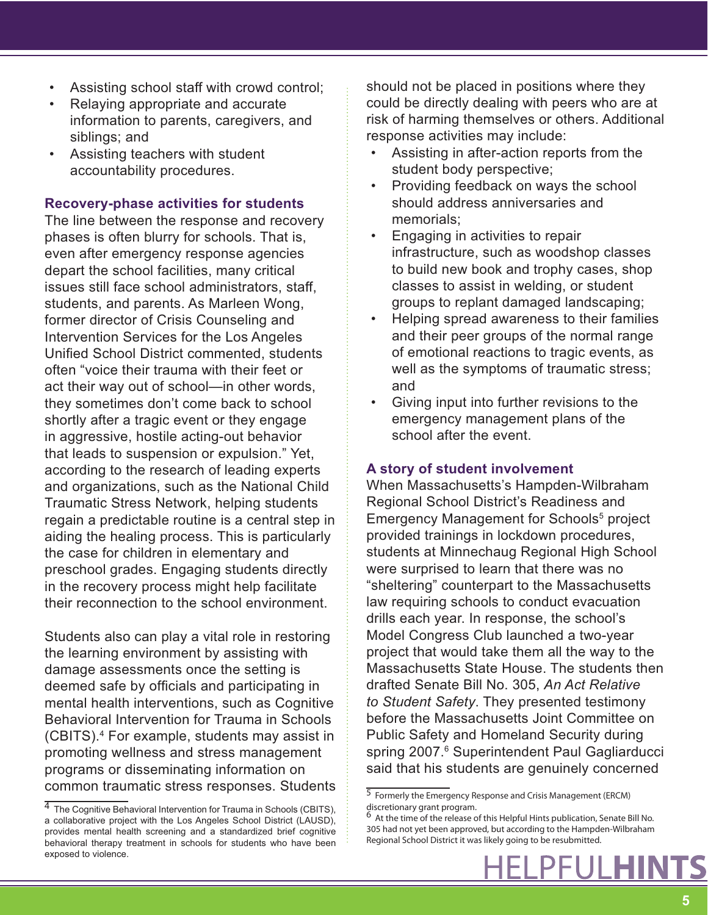- Assisting school staff with crowd control;
- Relaying appropriate and accurate information to parents, caregivers, and siblings; and
- Assisting teachers with student accountability procedures.

### Recovery-phase activities for students

The line between the response and recovery phases is often blurry for schools. That is, even after emergency response agencies depart the school facilities, many critical issues still face school administrators, staff, students, and parents. As Marleen Wong, former director of Crisis Counseling and Intervention Services for the Los Angeles Unified School District commented, students often "voice their trauma with their feet or act their way out of school—in other words, they sometimes don't come back to school shortly after a tragic event or they engage in aggressive, hostile acting-out behavior that leads to suspension or expulsion." Yet, according to the research of leading experts and organizations, such as the National Child Traumatic Stress Network, helping students regain a predictable routine is a central step in aiding the healing process. This is particularly the case for children in elementary and preschool grades. Engaging students directly in the recovery process might help facilitate their reconnection to the school environment.

Students also can play a vital role in restoring the learning environment by assisting with damage assessments once the setting is deemed safe by officials and participating in mental health interventions, such as Cognitive Behavioral Intervention for Trauma in Schools (CBITS).[4] For example, students may assist in promoting wellness and stress management programs or disseminating information on common traumatic stress responses. Students should not be placed in positions where they could be directly dealing with peers who are at risk of harming themselves or others. Additional response activities may include:

- Assisting in after-action reports from the student body perspective;
- Providing feedback on ways the school should address anniversaries and memorials;
- Engaging in activities to repair infrastructure, such as woodshop classes to build new book and trophy cases, shop classes to assist in welding, or student groups to replant damaged landscaping;
- Helping spread awareness to their families and their peer groups of the normal range of emotional reactions to tragic events, as well as the symptoms of traumatic stress; and
- Giving input into further revisions to the emergency management plans of the school after the event.

### A story of student involvement

When Massachusetts's Hampden-Wilbraham Regional School District's Readiness and Emergency Management for Schools[5] project provided trainings in lockdown procedures, students at Minnechaug Regional High School were surprised to learn that there was no "sheltering" counterpart to the Massachusetts law requiring schools to conduct evacuation drills each year. In response, the school's Model Congress Club launched a two-year project that would take them all the way to the Massachusetts State House. The students then drafted Senate Bill No. 305, *An Act Relative to Student Safety*. They presented testimony before the Massachusetts Joint Committee on Public Safety and Homeland Security during spring 2007.[6] Superintendent Paul Gagliarducci said that his students are genuinely concerned

---

[4] The Cognitive Behavioral Intervention for Trauma in Schools (CBITS), a collaborative project with the Los Angeles School District (LAUSD), provides mental health screening and a standardized brief cognitive behavioral therapy treatment in schools for students who have been exposed to violence.

[5] Formerly the Emergency Response and Crisis Management (ERCM) discretionary grant program.

[6] At the time of the release of this Helpful Hints publication, Senate Bill No. 305 had not yet been approved, but according to the Hampden-Wilbraham Regional School District it was likely going to be resubmitted.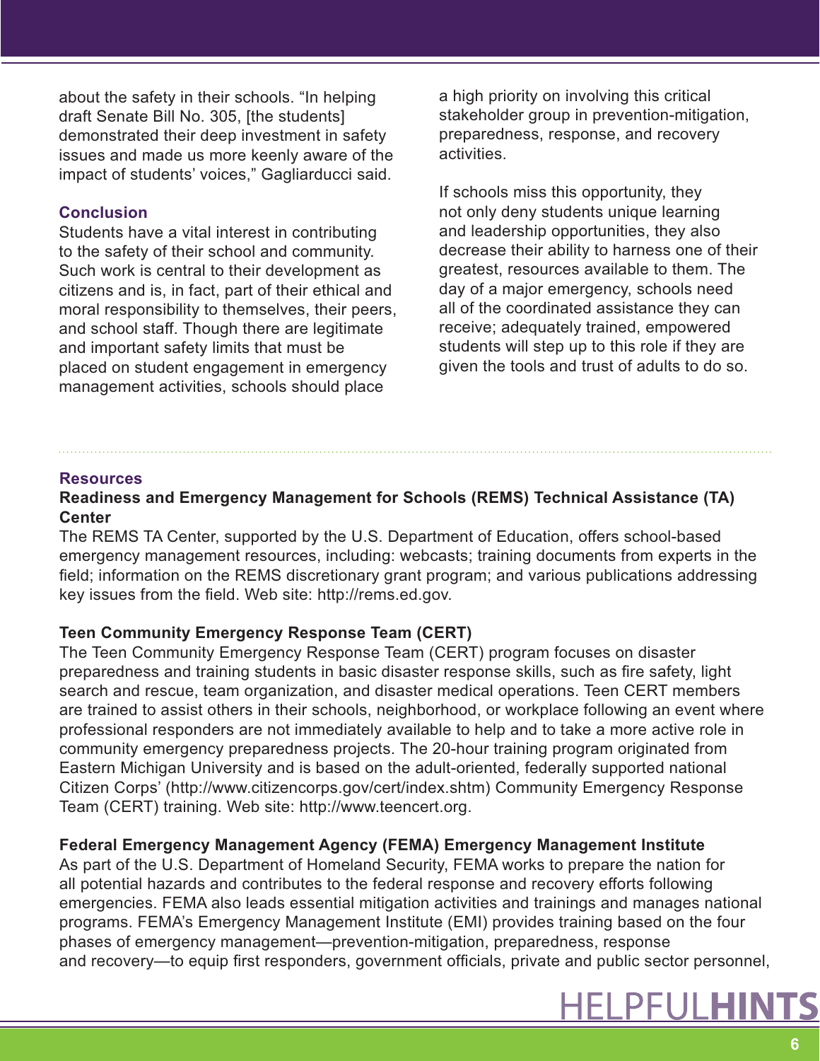about the safety in their schools. "In helping draft Senate Bill No. 305, [the students] demonstrated their deep investment in safety issues and made us more keenly aware of the impact of students' voices," Gagliarducci said.

## Conclusion

Students have a vital interest in contributing to the safety of their school and community. Such work is central to their development as citizens and is, in fact, part of their ethical and moral responsibility to themselves, their peers, and school staff. Though there are legitimate and important safety limits that must be placed on student engagement in emergency management activities, schools should place a high priority on involving this critical stakeholder group in prevention-mitigation, preparedness, response, and recovery activities.

If schools miss this opportunity, they not only deny students unique learning and leadership opportunities, they also decrease their ability to harness one of their greatest, resources available to them. The day of a major emergency, schools need all of the coordinated assistance they can receive; adequately trained, empowered students will step up to this role if they are given the tools and trust of adults to do so.

## Resources

**Readiness and Emergency Management for Schools (REMS) Technical Assistance (TA) Center**

The REMS TA Center, supported by the U.S. Department of Education, offers school-based emergency management resources, including: webcasts; training documents from experts in the field; information on the REMS discretionary grant program; and various publications addressing key issues from the field. Web site: http://rems.ed.gov.

**Teen Community Emergency Response Team (CERT)**

The Teen Community Emergency Response Team (CERT) program focuses on disaster preparedness and training students in basic disaster response skills, such as fire safety, light search and rescue, team organization, and disaster medical operations. Teen CERT members are trained to assist others in their schools, neighborhood, or workplace following an event where professional responders are not immediately available to help and to take a more active role in community emergency preparedness projects. The 20-hour training program originated from Eastern Michigan University and is based on the adult-oriented, federally supported national Citizen Corps' (http://www.citizencorps.gov/cert/index.shtm) Community Emergency Response Team (CERT) training. Web site: http://www.teencert.org.

**Federal Emergency Management Agency (FEMA) Emergency Management Institute**

As part of the U.S. Department of Homeland Security, FEMA works to prepare the nation for all potential hazards and contributes to the federal response and recovery efforts following emergencies. FEMA also leads essential mitigation activities and trainings and manages national programs. FEMA's Emergency Management Institute (EMI) provides training based on the four phases of emergency management—prevention-mitigation, preparedness, response and recovery—to equip first responders, government officials, private and public sector personnel,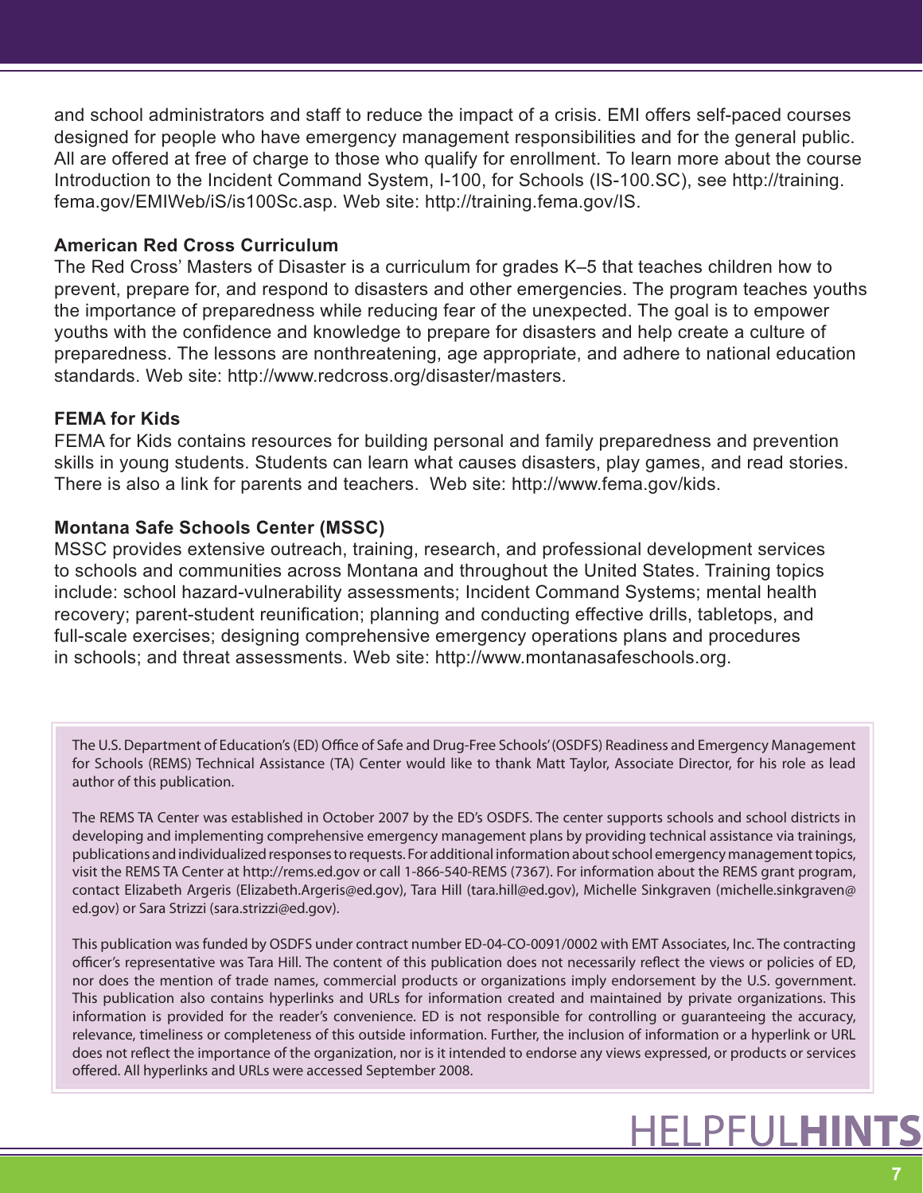and school administrators and staff to reduce the impact of a crisis. EMI offers self-paced courses designed for people who have emergency management responsibilities and for the general public. All are offered at free of charge to those who qualify for enrollment. To learn more about the course Introduction to the Incident Command System, I-100, for Schools (IS-100.SC), see http://training.fema.gov/EMIWeb/iS/is100Sc.asp. Web site: http://training.fema.gov/IS.

**American Red Cross Curriculum**
The Red Cross' Masters of Disaster is a curriculum for grades K–5 that teaches children how to prevent, prepare for, and respond to disasters and other emergencies. The program teaches youths the importance of preparedness while reducing fear of the unexpected. The goal is to empower youths with the confidence and knowledge to prepare for disasters and help create a culture of preparedness. The lessons are nonthreatening, age appropriate, and adhere to national education standards. Web site: http://www.redcross.org/disaster/masters.

**FEMA for Kids**
FEMA for Kids contains resources for building personal and family preparedness and prevention skills in young students. Students can learn what causes disasters, play games, and read stories. There is also a link for parents and teachers. Web site: http://www.fema.gov/kids.

**Montana Safe Schools Center (MSSC)**
MSSC provides extensive outreach, training, research, and professional development services to schools and communities across Montana and throughout the United States. Training topics include: school hazard-vulnerability assessments; Incident Command Systems; mental health recovery; parent-student reunification; planning and conducting effective drills, tabletops, and full-scale exercises; designing comprehensive emergency operations plans and procedures in schools; and threat assessments. Web site: http://www.montanasafeschools.org.

The U.S. Department of Education's (ED) Office of Safe and Drug-Free Schools' (OSDFS) Readiness and Emergency Management for Schools (REMS) Technical Assistance (TA) Center would like to thank Matt Taylor, Associate Director, for his role as lead author of this publication.

The REMS TA Center was established in October 2007 by the ED's OSDFS. The center supports schools and school districts in developing and implementing comprehensive emergency management plans by providing technical assistance via trainings, publications and individualized responses to requests. For additional information about school emergency management topics, visit the REMS TA Center at http://rems.ed.gov or call 1-866-540-REMS (7367). For information about the REMS grant program, contact Elizabeth Argeris (Elizabeth.Argeris@ed.gov), Tara Hill (tara.hill@ed.gov), Michelle Sinkgraven (michelle.sinkgraven@ed.gov) or Sara Strizzi (sara.strizzi@ed.gov).

This publication was funded by OSDFS under contract number ED-04-CO-0091/0002 with EMT Associates, Inc. The contracting officer's representative was Tara Hill. The content of this publication does not necessarily reflect the views or policies of ED, nor does the mention of trade names, commercial products or organizations imply endorsement by the U.S. government. This publication also contains hyperlinks and URLs for information created and maintained by private organizations. This information is provided for the reader's convenience. ED is not responsible for controlling or guaranteeing the accuracy, relevance, timeliness or completeness of this outside information. Further, the inclusion of information or a hyperlink or URL does not reflect the importance of the organization, nor is it intended to endorse any views expressed, or products or services offered. All hyperlinks and URLs were accessed September 2008.